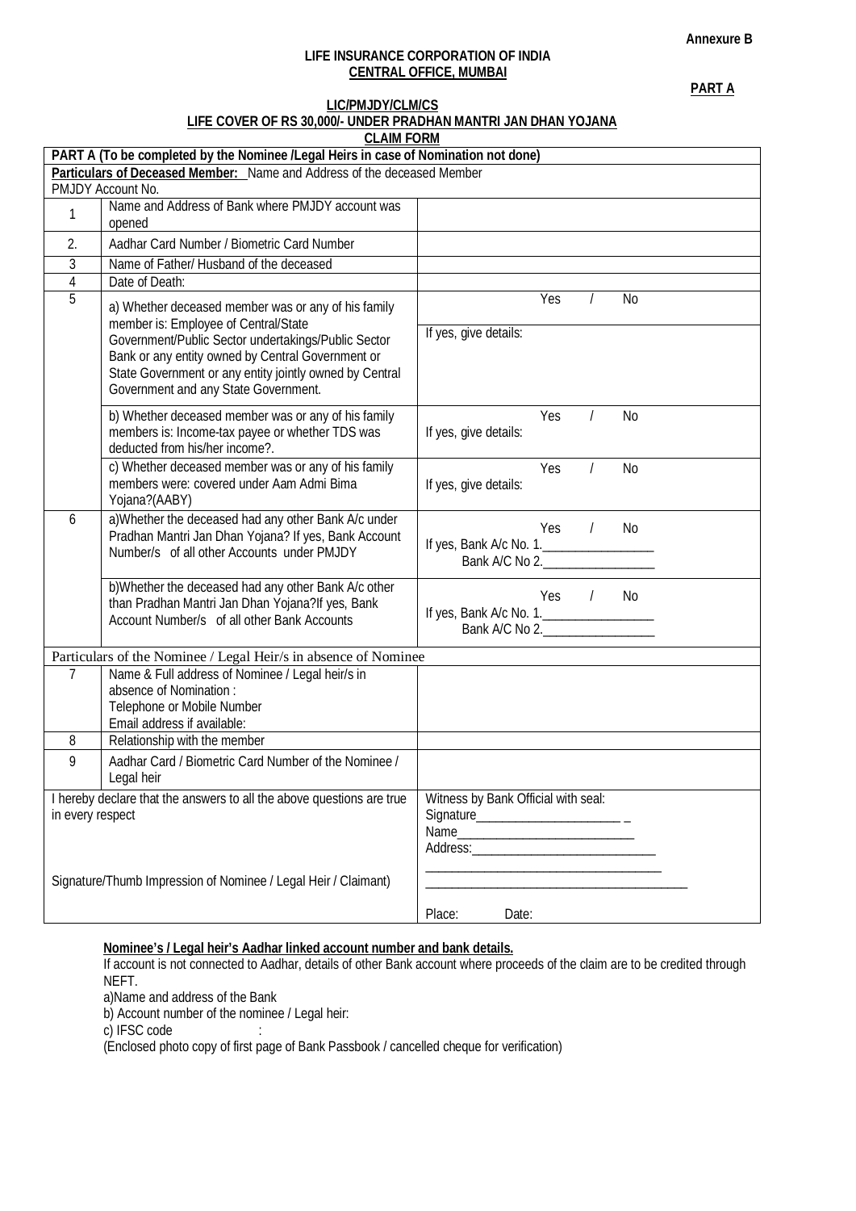**Annexure B**

**LIFE INSURANCE CORPORATION OF INDIA**
**CENTRAL OFFICE, MUMBAI**

**PART A**

**LIC/PMJDY/CLM/CS**
**LIFE COVER OF RS 30,000/- UNDER PRADHAN MANTRI JAN DHAN YOJANA**
**CLAIM FORM**

| **PART A (To be completed by the Nominee /Legal Heirs in case of Nomination not done)** | | |
|---|---|---|
| **Particulars of Deceased Member:** Name and Address of the deceased Member | | |
| PMJDY Account No. | | |
| 1 | Name and Address of Bank where PMJDY account was opened | |
| 2. | Aadhar Card Number / Biometric Card Number | |
| 3 | Name of Father/ Husband of the deceased | |
| 4 | Date of Death: | |
| 5 | a) Whether deceased member was or any of his family member is: Employee of Central/State Government/Public Sector undertakings/Public Sector Bank or any entity owned by Central Government or State Government or any entity jointly owned by Central Government and any State Government. | Yes / No<br>If yes, give details: |
| | b) Whether deceased member was or any of his family members is: Income-tax payee or whether TDS was deducted from his/her income?. | Yes / No<br>If yes, give details: |
| | c) Whether deceased member was or any of his family members were: covered under Aam Admi Bima Yojana?(AABY) | Yes / No<br>If yes, give details: |
| 6 | a)Whether the deceased had any other Bank A/c under Pradhan Mantri Jan Dhan Yojana? If yes, Bank Account Number/s of all other Accounts under PMJDY | Yes / No<br>If yes, Bank A/c No. 1.________________<br>Bank A/C No 2.________________ |
| | b)Whether the deceased had any other Bank A/c other than Pradhan Mantri Jan Dhan Yojana?If yes, Bank Account Number/s of all other Bank Accounts | Yes / No<br>If yes, Bank A/c No. 1.________________<br>Bank A/C No 2.________________ |
| Particulars of the Nominee / Legal Heir/s in absence of Nominee | | |
| 7 | Name & Full address of Nominee / Legal heir/s in absence of Nomination :<br>Telephone or Mobile Number<br>Email address if available: | |
| 8 | Relationship with the member | |
| 9 | Aadhar Card / Biometric Card Number of the Nominee / Legal heir | |
| I hereby declare that the answers to all the above questions are true in every respect<br><br>Signature/Thumb Impression of Nominee / Legal Heir / Claimant) | | Witness by Bank Official with seal:<br>Signature______________________ _<br>Name__________________________<br>Address:___________________________<br>____________________________________<br>________________________________________<br>Place: Date: |

**Nominee's / Legal heir's Aadhar linked account number and bank details.**

If account is not connected to Aadhar, details of other Bank account where proceeds of the claim are to be credited through NEFT.

a)Name and address of the Bank

b) Account number of the nominee / Legal heir:

c) IFSC code :

(Enclosed photo copy of first page of Bank Passbook / cancelled cheque for verification)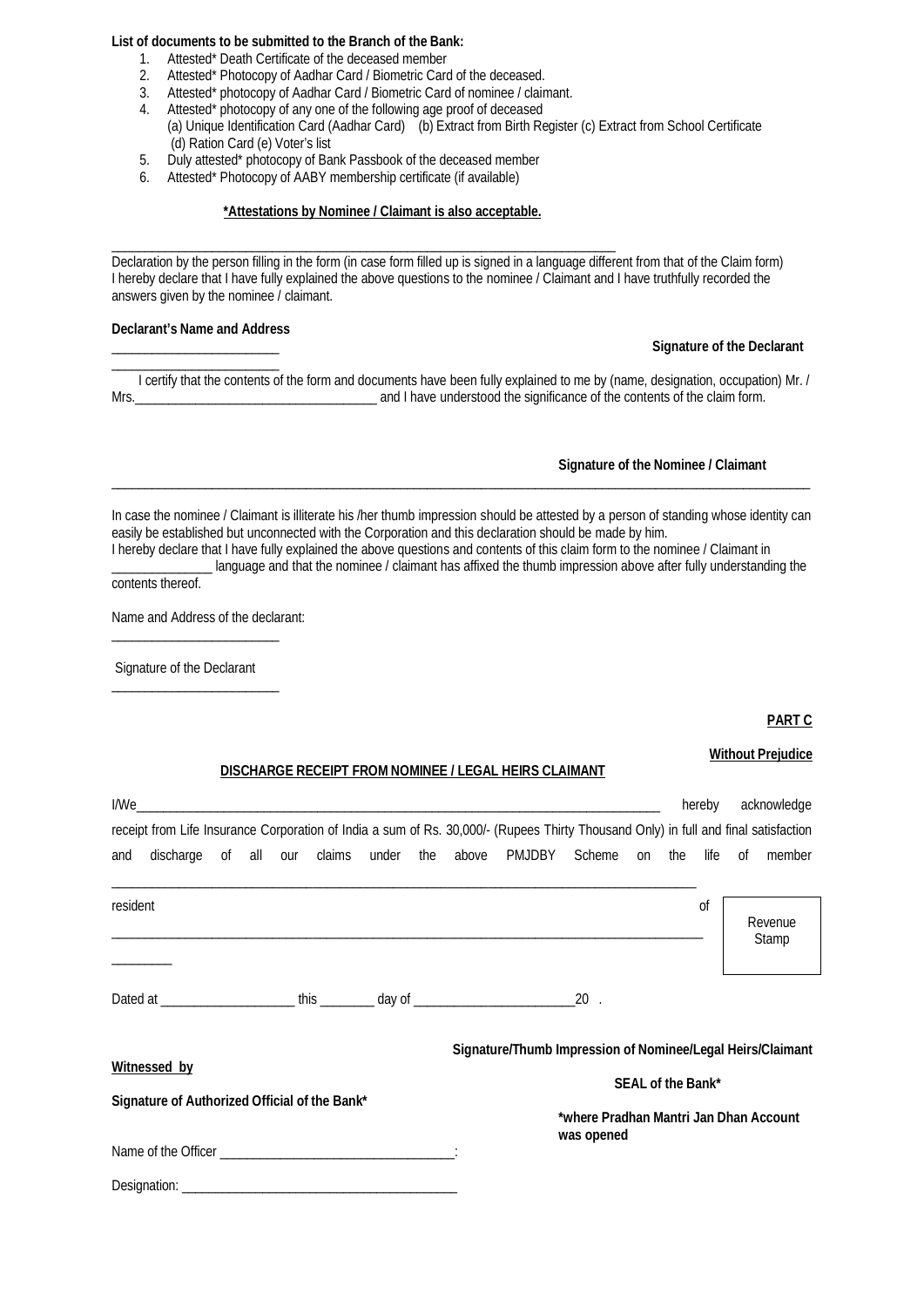**List of documents to be submitted to the Branch of the Bank:**

1. Attested* Death Certificate of the deceased member
2. Attested* Photocopy of Aadhar Card / Biometric Card of the deceased.
3. Attested* photocopy of Aadhar Card / Biometric Card of nominee / claimant.
4. Attested* photocopy of any one of the following age proof of deceased
   (a) Unique Identification Card (Aadhar Card) (b) Extract from Birth Register (c) Extract from School Certificate (d) Ration Card (e) Voter's list
5. Duly attested* photocopy of Bank Passbook of the deceased member
6. Attested* Photocopy of AABY membership certificate (if available)

**\*Attestations by Nominee / Claimant is also acceptable.**

---

Declaration by the person filling in the form (in case form filled up is signed in a language different from that of the Claim form)
I hereby declare that I have fully explained the above questions to the nominee / Claimant and I have truthfully recorded the answers given by the nominee / claimant.

**Declarant's Name and Address**

\_\_\_\_\_\_\_\_\_\_\_\_\_\_\_\_\_\_\_\_\_\_\_\_\_ **Signature of the Declarant**

\_\_\_\_\_\_\_\_\_\_\_\_\_\_\_\_\_\_\_\_\_\_\_\_\_

I certify that the contents of the form and documents have been fully explained to me by (name, designation, occupation) Mr. / Mrs.\_\_\_\_\_\_\_\_\_\_\_\_\_\_\_\_\_\_\_\_\_\_\_\_\_\_\_\_\_\_\_\_\_\_\_\_ and I have understood the significance of the contents of the claim form.

**Signature of the Nominee / Claimant**

---

In case the nominee / Claimant is illiterate his /her thumb impression should be attested by a person of standing whose identity can easily be established but unconnected with the Corporation and this declaration should be made by him.
I hereby declare that I have fully explained the above questions and contents of this claim form to the nominee / Claimant in \_\_\_\_\_\_\_\_\_\_\_\_\_\_\_ language and that the nominee / claimant has affixed the thumb impression above after fully understanding the contents thereof.

Name and Address of the declarant:

\_\_\_\_\_\_\_\_\_\_\_\_\_\_\_\_\_\_\_\_\_\_\_\_\_

Signature of the Declarant

\_\_\_\_\_\_\_\_\_\_\_\_\_\_\_\_\_\_\_\_\_\_\_\_\_

**PART C**

**Without Prejudice**

**DISCHARGE RECEIPT FROM NOMINEE / LEGAL HEIRS CLAIMANT**

I/We\_\_\_\_\_\_\_\_\_\_\_\_\_\_\_\_\_\_\_\_\_\_\_\_\_\_\_\_\_\_\_\_\_\_\_\_\_\_\_\_\_\_\_\_\_\_\_\_\_\_\_\_\_\_\_\_\_\_\_\_\_\_\_\_\_\_\_\_\_\_\_\_\_\_\_\_ hereby acknowledge receipt from Life Insurance Corporation of India a sum of Rs. 30,000/- (Rupees Thirty Thousand Only) in full and final satisfaction and discharge of all our claims under the above PMJDBY Scheme on the life of member \_\_\_\_\_\_\_\_\_\_\_\_\_\_\_\_\_\_\_\_\_\_\_\_\_\_\_\_\_\_\_\_\_\_\_\_\_\_\_\_\_\_\_\_\_\_\_\_\_\_\_\_\_\_\_\_\_\_\_\_\_\_\_\_\_\_\_\_\_\_\_\_\_\_\_\_\_\_\_\_\_\_\_\_\_\_ resident of \_\_\_\_\_\_\_\_\_\_\_\_\_\_\_\_\_\_\_\_\_\_\_\_\_\_\_\_\_\_\_\_\_\_\_\_\_\_\_\_\_\_\_\_\_\_\_\_\_\_\_\_\_\_\_\_\_\_\_\_\_\_\_\_\_\_\_\_\_\_\_\_\_\_\_\_\_\_\_\_\_\_\_\_\_\_\_\_\_\_\_\_\_\_\_\_\_\_\_\_\_

Revenue Stamp

Dated at \_\_\_\_\_\_\_\_\_\_\_\_\_\_\_\_\_\_\_\_ this \_\_\_\_\_\_\_\_ day of \_\_\_\_\_\_\_\_\_\_\_\_\_\_\_\_\_\_\_\_\_\_\_\_20 .

**Signature/Thumb Impression of Nominee/Legal Heirs/Claimant**

**Witnessed by**

**Signature of Authorized Official of the Bank***

**SEAL of the Bank***

**\*where Pradhan Mantri Jan Dhan Account was opened**

Name of the Officer \_\_\_\_\_\_\_\_\_\_\_\_\_\_\_\_\_\_\_\_\_\_\_\_\_\_\_\_\_\_\_\_\_\_\_:

Designation: \_\_\_\_\_\_\_\_\_\_\_\_\_\_\_\_\_\_\_\_\_\_\_\_\_\_\_\_\_\_\_\_\_\_\_\_\_\_\_\_\_\_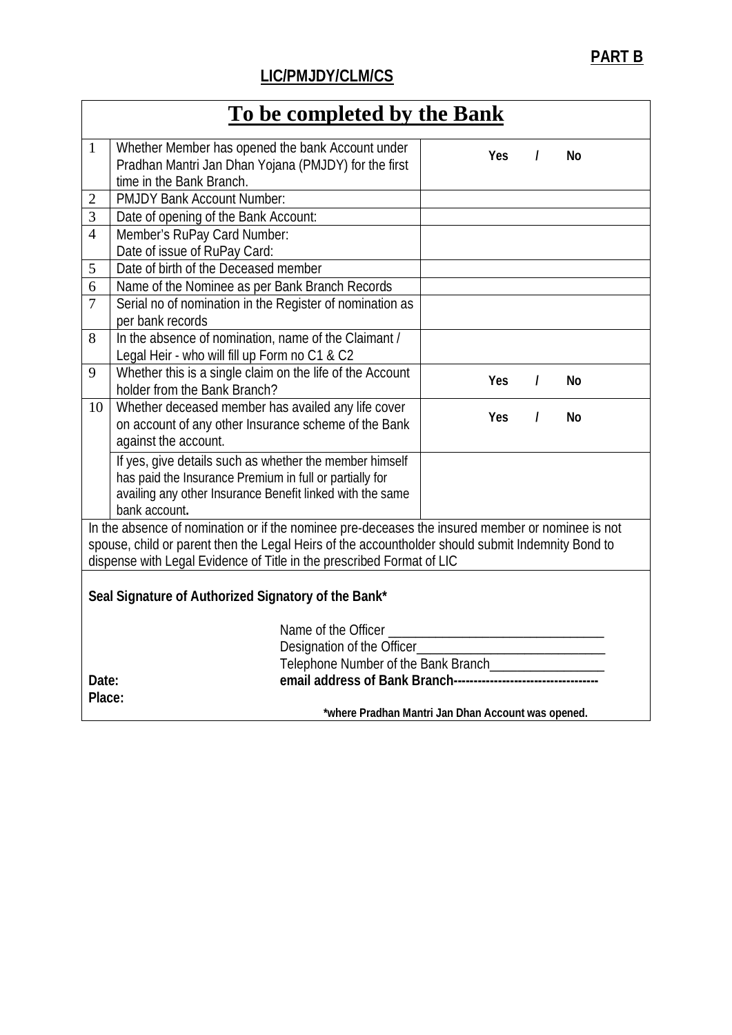**PART B**

**LIC/PMJDY/CLM/CS**

## To be completed by the Bank

| | | |
|---|---|---|
| 1 | Whether Member has opened the bank Account under Pradhan Mantri Jan Dhan Yojana (PMJDY) for the first time in the Bank Branch. | **Yes / No** |
| 2 | PMJDY Bank Account Number: | |
| 3 | Date of opening of the Bank Account: | |
| 4 | Member's RuPay Card Number:<br>Date of issue of RuPay Card: | |
| 5 | Date of birth of the Deceased member | |
| 6 | Name of the Nominee as per Bank Branch Records | |
| 7 | Serial no of nomination in the Register of nomination as per bank records | |
| 8 | In the absence of nomination, name of the Claimant / Legal Heir - who will fill up Form no C1 & C2 | |
| 9 | Whether this is a single claim on the life of the Account holder from the Bank Branch? | **Yes / No** |
| 10 | Whether deceased member has availed any life cover on account of any other Insurance scheme of the Bank against the account. | **Yes / No** |
| | If yes, give details such as whether the member himself has paid the Insurance Premium in full or partially for availing any other Insurance Benefit linked with the same bank account**.** | |

In the absence of nomination or if the nominee pre-deceases the insured member or nominee is not spouse, child or parent then the Legal Heirs of the accountholder should submit Indemnity Bond to dispense with Legal Evidence of Title in the prescribed Format of LIC

**Seal Signature of Authorized Signatory of the Bank***

Name of the Officer ________________________________

Designation of the Officer____________________________

Telephone Number of the Bank Branch_________________

**Date:** **email address of Bank Branch-----------------------------------**

**Place:**

***where Pradhan Mantri Jan Dhan Account was opened.**